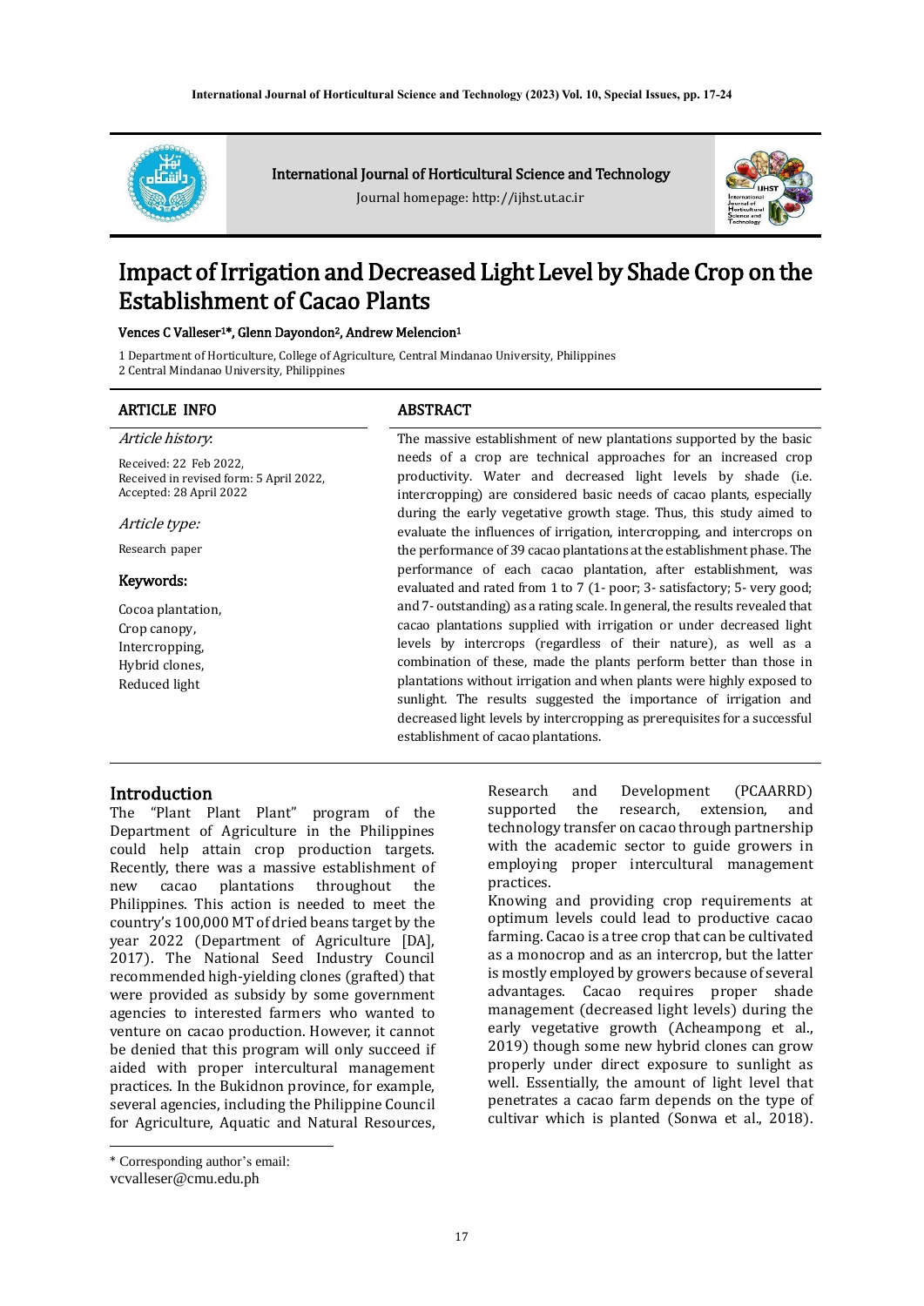International Journal of Horticultural Science and Technology

Journal homepage: http://ijhst.ut.ac.ir

# Impact of Irrigation and Decreased Light Level by Shade Crop on the Establishment of Cacao Plants

**Vences C Valleser[1]*, Glenn Dayondon[2], Andrew Melencion[1]**

1 Department of Horticulture, College of Agriculture, Central Mindanao University, Philippines
2 Central Mindanao University, Philippines

## ARTICLE INFO

*Article history:*

Received: 22 Feb 2022,
Received in revised form: 5 April 2022,
Accepted: 28 April 2022

*Article type:*

Research paper

**Keywords:**

Cocoa plantation,
Crop canopy,
Intercropping,
Hybrid clones,
Reduced light

## ABSTRACT

The massive establishment of new plantations supported by the basic needs of a crop are technical approaches for an increased crop productivity. Water and decreased light levels by shade (i.e. intercropping) are considered basic needs of cacao plants, especially during the early vegetative growth stage. Thus, this study aimed to evaluate the influences of irrigation, intercropping, and intercrops on the performance of 39 cacao plantations at the establishment phase. The performance of each cacao plantation, after establishment, was evaluated and rated from 1 to 7 (1- poor; 3- satisfactory; 5- very good; and 7- outstanding) as a rating scale. In general, the results revealed that cacao plantations supplied with irrigation or under decreased light levels by intercrops (regardless of their nature), as well as a combination of these, made the plants perform better than those in plantations without irrigation and when plants were highly exposed to sunlight. The results suggested the importance of irrigation and decreased light levels by intercropping as prerequisites for a successful establishment of cacao plantations.

## Introduction

The "Plant Plant Plant" program of the Department of Agriculture in the Philippines could help attain crop production targets. Recently, there was a massive establishment of new cacao plantations throughout the Philippines. This action is needed to meet the country's 100,000 MT of dried beans target by the year 2022 (Department of Agriculture [DA], 2017). The National Seed Industry Council recommended high-yielding clones (grafted) that were provided as subsidy by some government agencies to interested farmers who wanted to venture on cacao production. However, it cannot be denied that this program will only succeed if aided with proper intercultural management practices. In the Bukidnon province, for example, several agencies, including the Philippine Council for Agriculture, Aquatic and Natural Resources, Research and Development (PCAARRD) supported the research, extension, and technology transfer on cacao through partnership with the academic sector to guide growers in employing proper intercultural management practices.

Knowing and providing crop requirements at optimum levels could lead to productive cacao farming. Cacao is a tree crop that can be cultivated as a monocrop and as an intercrop, but the latter is mostly employed by growers because of several advantages. Cacao requires proper shade management (decreased light levels) during the early vegetative growth (Acheampong et al., 2019) though some new hybrid clones can grow properly under direct exposure to sunlight as well. Essentially, the amount of light level that penetrates a cacao farm depends on the type of cultivar which is planted (Sonwa et al., 2018).

* Corresponding author's email:
vcvalleser@cmu.edu.ph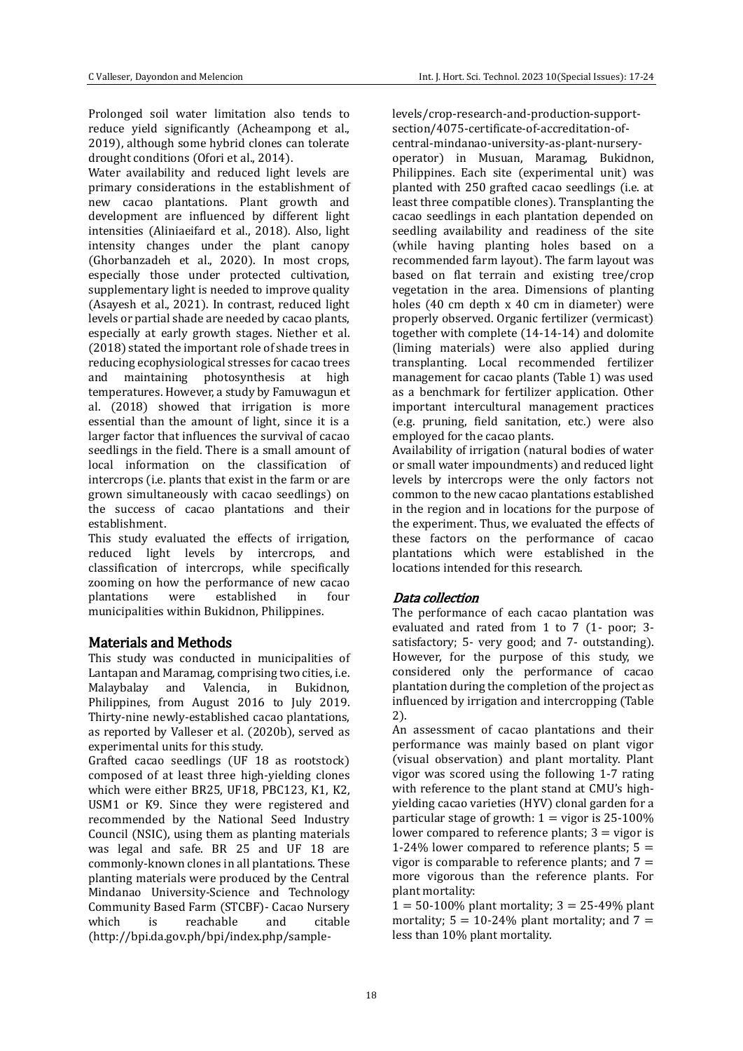Prolonged soil water limitation also tends to reduce yield significantly (Acheampong et al., 2019), although some hybrid clones can tolerate drought conditions (Ofori et al., 2014).

Water availability and reduced light levels are primary considerations in the establishment of new cacao plantations. Plant growth and development are influenced by different light intensities (Aliniaeifard et al., 2018). Also, light intensity changes under the plant canopy (Ghorbanzadeh et al., 2020). In most crops, especially those under protected cultivation, supplementary light is needed to improve quality (Asayesh et al., 2021). In contrast, reduced light levels or partial shade are needed by cacao plants, especially at early growth stages. Niether et al. (2018) stated the important role of shade trees in reducing ecophysiological stresses for cacao trees and maintaining photosynthesis at high temperatures. However, a study by Famuwagun et al. (2018) showed that irrigation is more essential than the amount of light, since it is a larger factor that influences the survival of cacao seedlings in the field. There is a small amount of local information on the classification of intercrops (i.e. plants that exist in the farm or are grown simultaneously with cacao seedlings) on the success of cacao plantations and their establishment.

This study evaluated the effects of irrigation, reduced light levels by intercrops, and classification of intercrops, while specifically zooming on how the performance of new cacao plantations were established in four municipalities within Bukidnon, Philippines.

## Materials and Methods

This study was conducted in municipalities of Lantapan and Maramag, comprising two cities, i.e. Malaybalay and Valencia, in Bukidnon, Philippines, from August 2016 to July 2019. Thirty-nine newly-established cacao plantations, as reported by Valleser et al. (2020b), served as experimental units for this study.

Grafted cacao seedlings (UF 18 as rootstock) composed of at least three high-yielding clones which were either BR25, UF18, PBC123, K1, K2, USM1 or K9. Since they were registered and recommended by the National Seed Industry Council (NSIC), using them as planting materials was legal and safe. BR 25 and UF 18 are commonly-known clones in all plantations. These planting materials were produced by the Central Mindanao University-Science and Technology Community Based Farm (STCBF)- Cacao Nursery which is reachable and citable (http://bpi.da.gov.ph/bpi/index.php/sample-levels/crop-research-and-production-support-section/4075-certificate-of-accreditation-of-central-mindanao-university-as-plant-nursery-operator) in Musuan, Maramag, Bukidnon, Philippines. Each site (experimental unit) was planted with 250 grafted cacao seedlings (i.e. at least three compatible clones). Transplanting the cacao seedlings in each plantation depended on seedling availability and readiness of the site (while having planting holes based on a recommended farm layout). The farm layout was based on flat terrain and existing tree/crop vegetation in the area. Dimensions of planting holes (40 cm depth x 40 cm in diameter) were properly observed. Organic fertilizer (vermicast) together with complete (14-14-14) and dolomite (liming materials) were also applied during transplanting. Local recommended fertilizer management for cacao plants (Table 1) was used as a benchmark for fertilizer application. Other important intercultural management practices (e.g. pruning, field sanitation, etc.) were also employed for the cacao plants.

Availability of irrigation (natural bodies of water or small water impoundments) and reduced light levels by intercrops were the only factors not common to the new cacao plantations established in the region and in locations for the purpose of the experiment. Thus, we evaluated the effects of these factors on the performance of cacao plantations which were established in the locations intended for this research.

### *Data collection*

The performance of each cacao plantation was evaluated and rated from 1 to 7 (1- poor; 3- satisfactory; 5- very good; and 7- outstanding). However, for the purpose of this study, we considered only the performance of cacao plantation during the completion of the project as influenced by irrigation and intercropping (Table 2).

An assessment of cacao plantations and their performance was mainly based on plant vigor (visual observation) and plant mortality. Plant vigor was scored using the following 1-7 rating with reference to the plant stand at CMU's high-yielding cacao varieties (HYV) clonal garden for a particular stage of growth: 1 = vigor is 25-100% lower compared to reference plants; 3 = vigor is 1-24% lower compared to reference plants; 5 = vigor is comparable to reference plants; and 7 = more vigorous than the reference plants. For plant mortality:

1 = 50-100% plant mortality; 3 = 25-49% plant mortality; 5 = 10-24% plant mortality; and 7 = less than 10% plant mortality.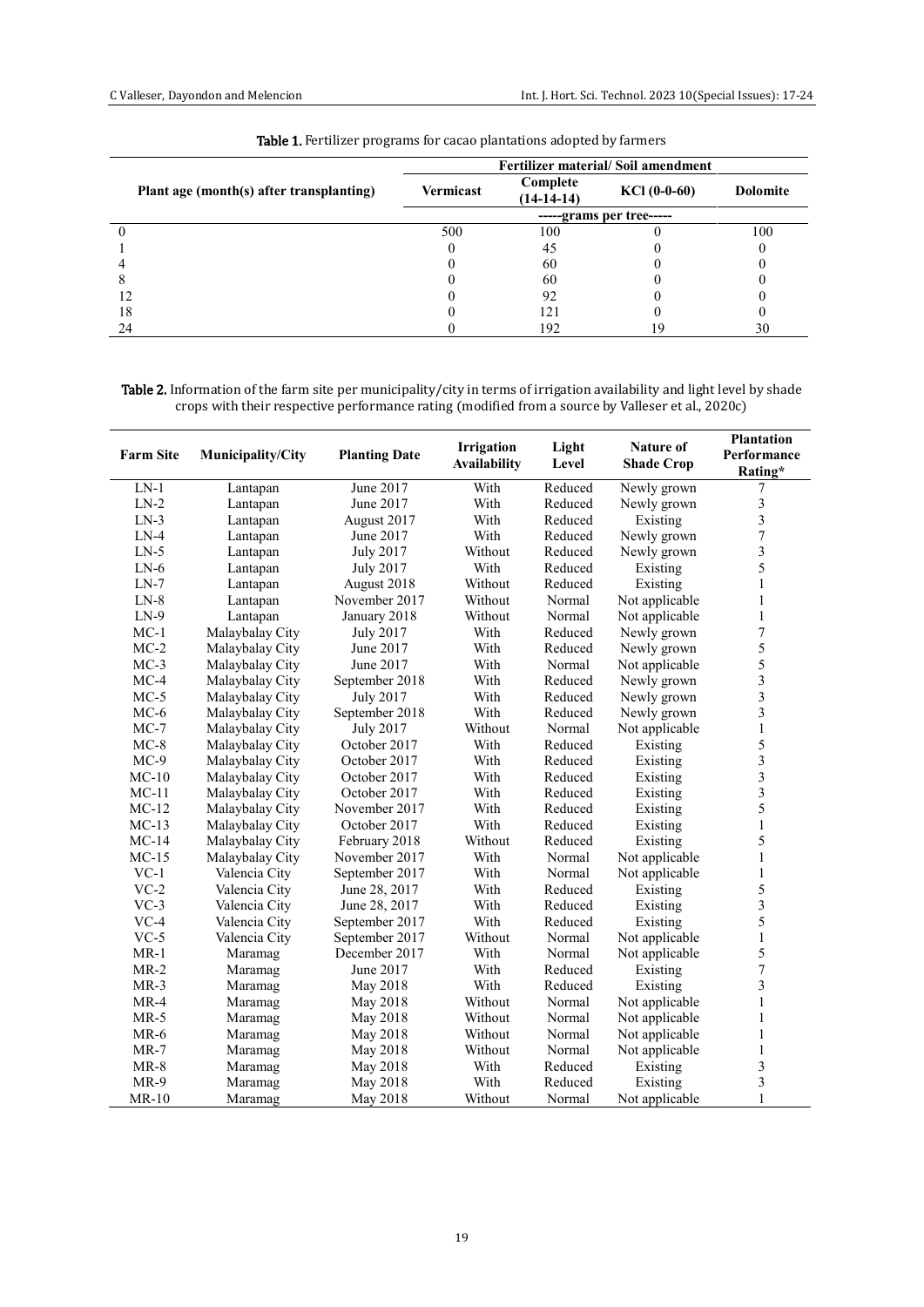**Table 1.** Fertilizer programs for cacao plantations adopted by farmers

| Plant age (month(s) after transplanting) | Fertilizer material/ Soil amendment | | | |
|---|---|---|---|---|
| | Vermicast | Complete (14-14-14) | KCl (0-0-60) | Dolomite |
| | -----grams per tree----- | | | |
| 0 | 500 | 100 | 0 | 100 |
| 1 | 0 | 45 | 0 | 0 |
| 4 | 0 | 60 | 0 | 0 |
| 8 | 0 | 60 | 0 | 0 |
| 12 | 0 | 92 | 0 | 0 |
| 18 | 0 | 121 | 0 | 0 |
| 24 | 0 | 192 | 19 | 30 |

**Table 2.** Information of the farm site per municipality/city in terms of irrigation availability and light level by shade crops with their respective performance rating (modified from a source by Valleser et al., 2020c)

| Farm Site | Municipality/City | Planting Date | Irrigation Availability | Light Level | Nature of Shade Crop | Plantation Performance Rating* |
|---|---|---|---|---|---|---|
| LN-1 | Lantapan | June 2017 | With | Reduced | Newly grown | 7 |
| LN-2 | Lantapan | June 2017 | With | Reduced | Newly grown | 3 |
| LN-3 | Lantapan | August 2017 | With | Reduced | Existing | 3 |
| LN-4 | Lantapan | June 2017 | With | Reduced | Newly grown | 7 |
| LN-5 | Lantapan | July 2017 | Without | Reduced | Newly grown | 3 |
| LN-6 | Lantapan | July 2017 | With | Reduced | Existing | 5 |
| LN-7 | Lantapan | August 2018 | Without | Reduced | Existing | 1 |
| LN-8 | Lantapan | November 2017 | Without | Normal | Not applicable | 1 |
| LN-9 | Lantapan | January 2018 | Without | Normal | Not applicable | 1 |
| MC-1 | Malaybalay City | July 2017 | With | Reduced | Newly grown | 7 |
| MC-2 | Malaybalay City | June 2017 | With | Reduced | Newly grown | 5 |
| MC-3 | Malaybalay City | June 2017 | With | Normal | Not applicable | 5 |
| MC-4 | Malaybalay City | September 2018 | With | Reduced | Newly grown | 3 |
| MC-5 | Malaybalay City | July 2017 | With | Reduced | Newly grown | 3 |
| MC-6 | Malaybalay City | September 2018 | With | Reduced | Newly grown | 3 |
| MC-7 | Malaybalay City | July 2017 | Without | Normal | Not applicable | 1 |
| MC-8 | Malaybalay City | October 2017 | With | Reduced | Existing | 5 |
| MC-9 | Malaybalay City | October 2017 | With | Reduced | Existing | 3 |
| MC-10 | Malaybalay City | October 2017 | With | Reduced | Existing | 3 |
| MC-11 | Malaybalay City | October 2017 | With | Reduced | Existing | 3 |
| MC-12 | Malaybalay City | November 2017 | With | Reduced | Existing | 5 |
| MC-13 | Malaybalay City | October 2017 | With | Reduced | Existing | 1 |
| MC-14 | Malaybalay City | February 2018 | Without | Reduced | Existing | 5 |
| MC-15 | Malaybalay City | November 2017 | With | Normal | Not applicable | 1 |
| VC-1 | Valencia City | September 2017 | With | Normal | Not applicable | 1 |
| VC-2 | Valencia City | June 28, 2017 | With | Reduced | Existing | 5 |
| VC-3 | Valencia City | June 28, 2017 | With | Reduced | Existing | 3 |
| VC-4 | Valencia City | September 2017 | With | Reduced | Existing | 5 |
| VC-5 | Valencia City | September 2017 | Without | Normal | Not applicable | 1 |
| MR-1 | Maramag | December 2017 | With | Normal | Not applicable | 5 |
| MR-2 | Maramag | June 2017 | With | Reduced | Existing | 7 |
| MR-3 | Maramag | May 2018 | With | Reduced | Existing | 3 |
| MR-4 | Maramag | May 2018 | Without | Normal | Not applicable | 1 |
| MR-5 | Maramag | May 2018 | Without | Normal | Not applicable | 1 |
| MR-6 | Maramag | May 2018 | Without | Normal | Not applicable | 1 |
| MR-7 | Maramag | May 2018 | Without | Normal | Not applicable | 1 |
| MR-8 | Maramag | May 2018 | With | Reduced | Existing | 3 |
| MR-9 | Maramag | May 2018 | With | Reduced | Existing | 3 |
| MR-10 | Maramag | May 2018 | Without | Normal | Not applicable | 1 |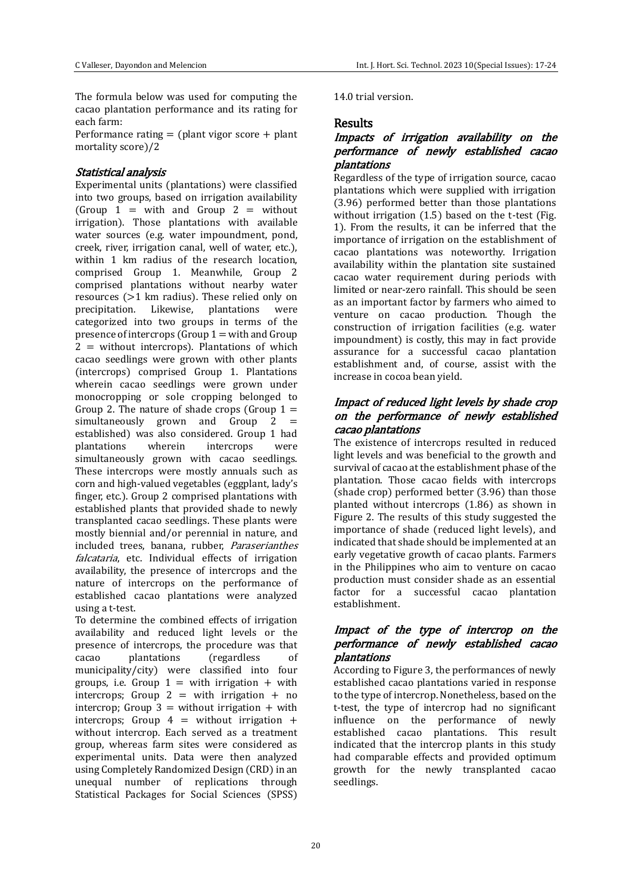The formula below was used for computing the cacao plantation performance and its rating for each farm:

Performance rating = (plant vigor score + plant mortality score)/2

### *Statistical analysis*

Experimental units (plantations) were classified into two groups, based on irrigation availability (Group 1 = with and Group 2 = without irrigation). Those plantations with available water sources (e.g. water impoundment, pond, creek, river, irrigation canal, well of water, etc.), within 1 km radius of the research location, comprised Group 1. Meanwhile, Group 2 comprised plantations without nearby water resources (>1 km radius). These relied only on precipitation. Likewise, plantations were categorized into two groups in terms of the presence of intercrops (Group 1 = with and Group 2 = without intercrops). Plantations of which cacao seedlings were grown with other plants (intercrops) comprised Group 1. Plantations wherein cacao seedlings were grown under monocropping or sole cropping belonged to Group 2. The nature of shade crops (Group 1 = simultaneously grown and Group 2 = established) was also considered. Group 1 had plantations wherein intercrops were simultaneously grown with cacao seedlings. These intercrops were mostly annuals such as corn and high-valued vegetables (eggplant, lady's finger, etc.). Group 2 comprised plantations with established plants that provided shade to newly transplanted cacao seedlings. These plants were mostly biennial and/or perennial in nature, and included trees, banana, rubber, *Paraserianthes falcataria*, etc. Individual effects of irrigation availability, the presence of intercrops and the nature of intercrops on the performance of established cacao plantations were analyzed using a t-test.

To determine the combined effects of irrigation availability and reduced light levels or the presence of intercrops, the procedure was that cacao plantations (regardless of municipality/city) were classified into four groups, i.e. Group 1 = with irrigation + with intercrops; Group 2 = with irrigation + no intercrop; Group 3 = without irrigation + with intercrops; Group 4 = without irrigation + without intercrop. Each served as a treatment group, whereas farm sites were considered as experimental units. Data were then analyzed using Completely Randomized Design (CRD) in an unequal number of replications through Statistical Packages for Social Sciences (SPSS) 14.0 trial version.

## Results

### *Impacts of irrigation availability on the performance of newly established cacao plantations*

Regardless of the type of irrigation source, cacao plantations which were supplied with irrigation (3.96) performed better than those plantations without irrigation (1.5) based on the t-test (Fig. 1). From the results, it can be inferred that the importance of irrigation on the establishment of cacao plantations was noteworthy. Irrigation availability within the plantation site sustained cacao water requirement during periods with limited or near-zero rainfall. This should be seen as an important factor by farmers who aimed to venture on cacao production. Though the construction of irrigation facilities (e.g. water impoundment) is costly, this may in fact provide assurance for a successful cacao plantation establishment and, of course, assist with the increase in cocoa bean yield.

### *Impact of reduced light levels by shade crop on the performance of newly established cacao plantations*

The existence of intercrops resulted in reduced light levels and was beneficial to the growth and survival of cacao at the establishment phase of the plantation. Those cacao fields with intercrops (shade crop) performed better (3.96) than those planted without intercrops (1.86) as shown in Figure 2. The results of this study suggested the importance of shade (reduced light levels), and indicated that shade should be implemented at an early vegetative growth of cacao plants. Farmers in the Philippines who aim to venture on cacao production must consider shade as an essential factor for a successful cacao plantation establishment.

### *Impact of the type of intercrop on the performance of newly established cacao plantations*

According to Figure 3, the performances of newly established cacao plantations varied in response to the type of intercrop. Nonetheless, based on the t-test, the type of intercrop had no significant influence on the performance of newly established cacao plantations. This result indicated that the intercrop plants in this study had comparable effects and provided optimum growth for the newly transplanted cacao seedlings.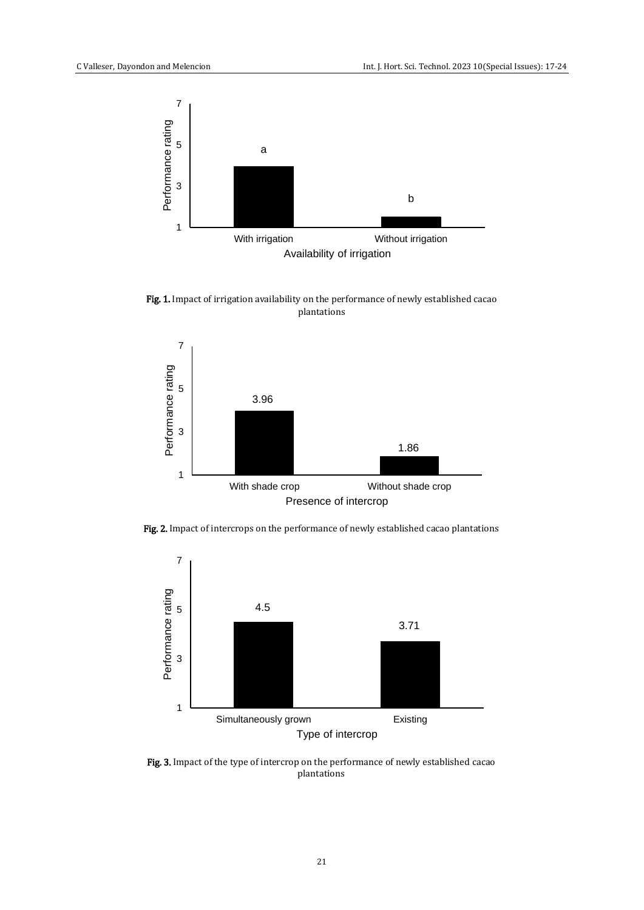Fig. 1. Impact of irrigation availability on the performance of newly established cacao plantations

Fig. 2. Impact of intercrops on the performance of newly established cacao plantations

Fig. 3. Impact of the type of intercrop on the performance of newly established cacao plantations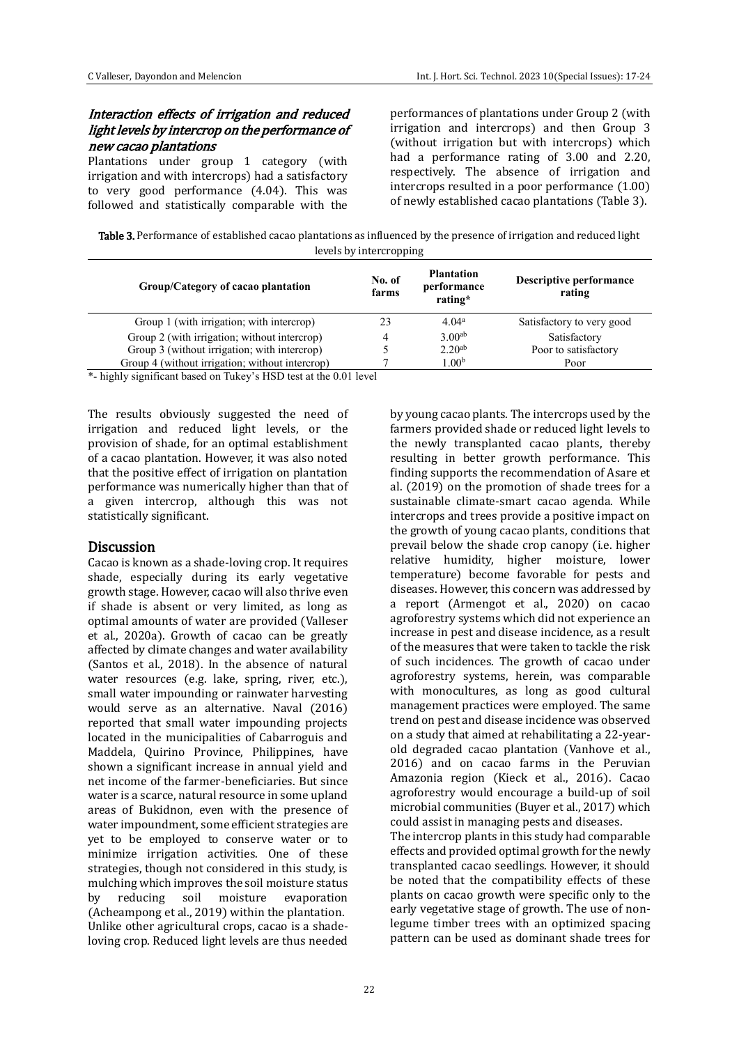### *Interaction effects of irrigation and reduced light levels by intercrop on the performance of new cacao plantations*

Plantations under group 1 category (with irrigation and with intercrops) had a satisfactory to very good performance (4.04). This was followed and statistically comparable with the performances of plantations under Group 2 (with irrigation and intercrops) and then Group 3 (without irrigation but with intercrops) which had a performance rating of 3.00 and 2.20, respectively. The absence of irrigation and intercrops resulted in a poor performance (1.00) of newly established cacao plantations (Table 3).

**Table 3.** Performance of established cacao plantations as influenced by the presence of irrigation and reduced light levels by intercropping

| Group/Category of cacao plantation | No. of farms | Plantation performance rating* | Descriptive performance rating |
|---|---|---|---|
| Group 1 (with irrigation; with intercrop) | 23 | 4.04[a] | Satisfactory to very good |
| Group 2 (with irrigation; without intercrop) | 4 | 3.00[ab] | Satisfactory |
| Group 3 (without irrigation; with intercrop) | 5 | 2.20[ab] | Poor to satisfactory |
| Group 4 (without irrigation; without intercrop) | 7 | 1.00[b] | Poor |

*- highly significant based on Tukey's HSD test at the 0.01 level

The results obviously suggested the need of irrigation and reduced light levels, or the provision of shade, for an optimal establishment of a cacao plantation. However, it was also noted that the positive effect of irrigation on plantation performance was numerically higher than that of a given intercrop, although this was not statistically significant.

## Discussion

Cacao is known as a shade-loving crop. It requires shade, especially during its early vegetative growth stage. However, cacao will also thrive even if shade is absent or very limited, as long as optimal amounts of water are provided (Valleser et al., 2020a). Growth of cacao can be greatly affected by climate changes and water availability (Santos et al., 2018). In the absence of natural water resources (e.g. lake, spring, river, etc.), small water impounding or rainwater harvesting would serve as an alternative. Naval (2016) reported that small water impounding projects located in the municipalities of Cabarroguis and Maddela, Quirino Province, Philippines, have shown a significant increase in annual yield and net income of the farmer-beneficiaries. But since water is a scarce, natural resource in some upland areas of Bukidnon, even with the presence of water impoundment, some efficient strategies are yet to be employed to conserve water or to minimize irrigation activities. One of these strategies, though not considered in this study, is mulching which improves the soil moisture status by reducing soil moisture evaporation (Acheampong et al., 2019) within the plantation.

Unlike other agricultural crops, cacao is a shade-loving crop. Reduced light levels are thus needed by young cacao plants. The intercrops used by the farmers provided shade or reduced light levels to the newly transplanted cacao plants, thereby resulting in better growth performance. This finding supports the recommendation of Asare et al. (2019) on the promotion of shade trees for a sustainable climate-smart cacao agenda. While intercrops and trees provide a positive impact on the growth of young cacao plants, conditions that prevail below the shade crop canopy (i.e. higher relative humidity, higher moisture, lower temperature) become favorable for pests and diseases. However, this concern was addressed by a report (Armengot et al., 2020) on cacao agroforestry systems which did not experience an increase in pest and disease incidence, as a result of the measures that were taken to tackle the risk of such incidences. The growth of cacao under agroforestry systems, herein, was comparable with monocultures, as long as good cultural management practices were employed. The same trend on pest and disease incidence was observed on a study that aimed at rehabilitating a 22-year-old degraded cacao plantation (Vanhove et al., 2016) and on cacao farms in the Peruvian Amazonia region (Kieck et al., 2016). Cacao agroforestry would encourage a build-up of soil microbial communities (Buyer et al., 2017) which could assist in managing pests and diseases.

The intercrop plants in this study had comparable effects and provided optimal growth for the newly transplanted cacao seedlings. However, it should be noted that the compatibility effects of these plants on cacao growth were specific only to the early vegetative stage of growth. The use of non-legume timber trees with an optimized spacing pattern can be used as dominant shade trees for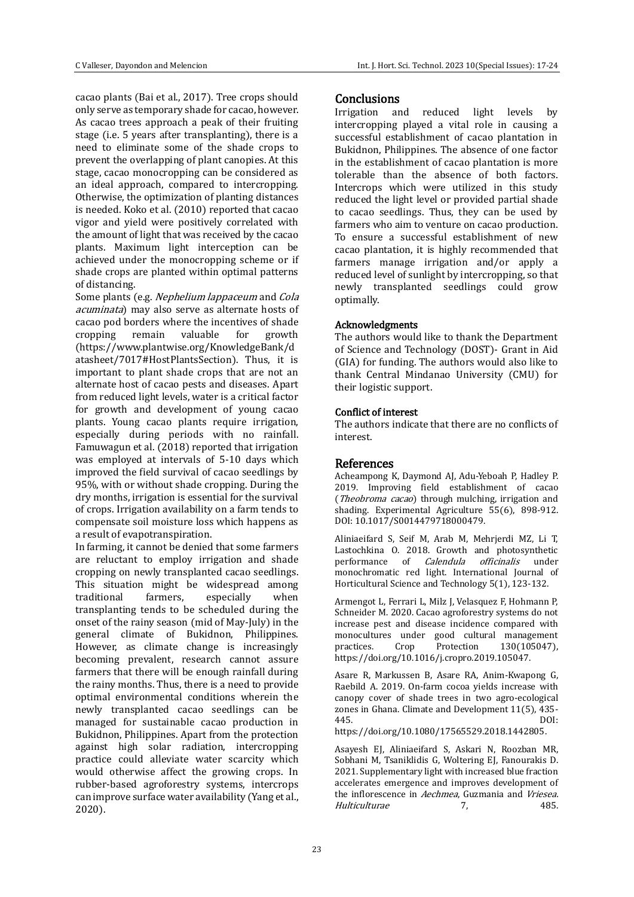cacao plants (Bai et al., 2017). Tree crops should only serve as temporary shade for cacao, however. As cacao trees approach a peak of their fruiting stage (i.e. 5 years after transplanting), there is a need to eliminate some of the shade crops to prevent the overlapping of plant canopies. At this stage, cacao monocropping can be considered as an ideal approach, compared to intercropping. Otherwise, the optimization of planting distances is needed. Koko et al. (2010) reported that cacao vigor and yield were positively correlated with the amount of light that was received by the cacao plants. Maximum light interception can be achieved under the monocropping scheme or if shade crops are planted within optimal patterns of distancing.

Some plants (e.g. *Nephelium lappaceum* and *Cola acuminata*) may also serve as alternate hosts of cacao pod borders where the incentives of shade cropping remain valuable for growth (https://www.plantwise.org/KnowledgeBank/datasheet/7017#HostPlantsSection). Thus, it is important to plant shade crops that are not an alternate host of cacao pests and diseases. Apart from reduced light levels, water is a critical factor for growth and development of young cacao plants. Young cacao plants require irrigation, especially during periods with no rainfall. Famuwagun et al. (2018) reported that irrigation was employed at intervals of 5-10 days which improved the field survival of cacao seedlings by 95%, with or without shade cropping. During the dry months, irrigation is essential for the survival of crops. Irrigation availability on a farm tends to compensate soil moisture loss which happens as a result of evapotranspiration.

In farming, it cannot be denied that some farmers are reluctant to employ irrigation and shade cropping on newly transplanted cacao seedlings. This situation might be widespread among traditional farmers, especially when transplanting tends to be scheduled during the onset of the rainy season (mid of May-July) in the general climate of Bukidnon, Philippines. However, as climate change is increasingly becoming prevalent, research cannot assure farmers that there will be enough rainfall during the rainy months. Thus, there is a need to provide optimal environmental conditions wherein the newly transplanted cacao seedlings can be managed for sustainable cacao production in Bukidnon, Philippines. Apart from the protection against high solar radiation, intercropping practice could alleviate water scarcity which would otherwise affect the growing crops. In rubber-based agroforestry systems, intercrops can improve surface water availability (Yang et al., 2020).

## Conclusions

Irrigation and reduced light levels by intercropping played a vital role in causing a successful establishment of cacao plantation in Bukidnon, Philippines. The absence of one factor in the establishment of cacao plantation is more tolerable than the absence of both factors. Intercrops which were utilized in this study reduced the light level or provided partial shade to cacao seedlings. Thus, they can be used by farmers who aim to venture on cacao production. To ensure a successful establishment of new cacao plantation, it is highly recommended that farmers manage irrigation and/or apply a reduced level of sunlight by intercropping, so that newly transplanted seedlings could grow optimally.

### Acknowledgments

The authors would like to thank the Department of Science and Technology (DOST)- Grant in Aid (GIA) for funding. The authors would also like to thank Central Mindanao University (CMU) for their logistic support.

### Conflict of interest

The authors indicate that there are no conflicts of interest.

## References

Acheampong K, Daymond AJ, Adu-Yeboah P, Hadley P. 2019. Improving field establishment of cacao (*Theobroma cacao*) through mulching, irrigation and shading. Experimental Agriculture 55(6), 898-912. DOI: 10.1017/S0014479718000479.

Aliniaeifard S, Seif M, Arab M, Mehrjerdi MZ, Li T, Lastochkina O. 2018. Growth and photosynthetic performance of *Calendula officinalis* under monochromatic red light. International Journal of Horticultural Science and Technology 5(1), 123-132.

Armengot L, Ferrari L, Milz J, Velasquez F, Hohmann P, Schneider M. 2020. Cacao agroforestry systems do not increase pest and disease incidence compared with monocultures under good cultural management practices. Crop Protection 130(105047), https://doi.org/10.1016/j.cropro.2019.105047.

Asare R, Markussen B, Asare RA, Anim-Kwapong G, Raebild A. 2019. On-farm cocoa yields increase with canopy cover of shade trees in two agro-ecological zones in Ghana. Climate and Development 11(5), 435-445. DOI: https://doi.org/10.1080/17565529.2018.1442805.

Asayesh EJ, Aliniaeifard S, Askari N, Roozban MR, Sobhani M, Tsaniklidis G, Woltering EJ, Fanourakis D. 2021. Supplementary light with increased blue fraction accelerates emergence and improves development of the inflorescence in *Aechmea*, Guzmania and *Vriesea*. *Hulticulturae* 7, 485.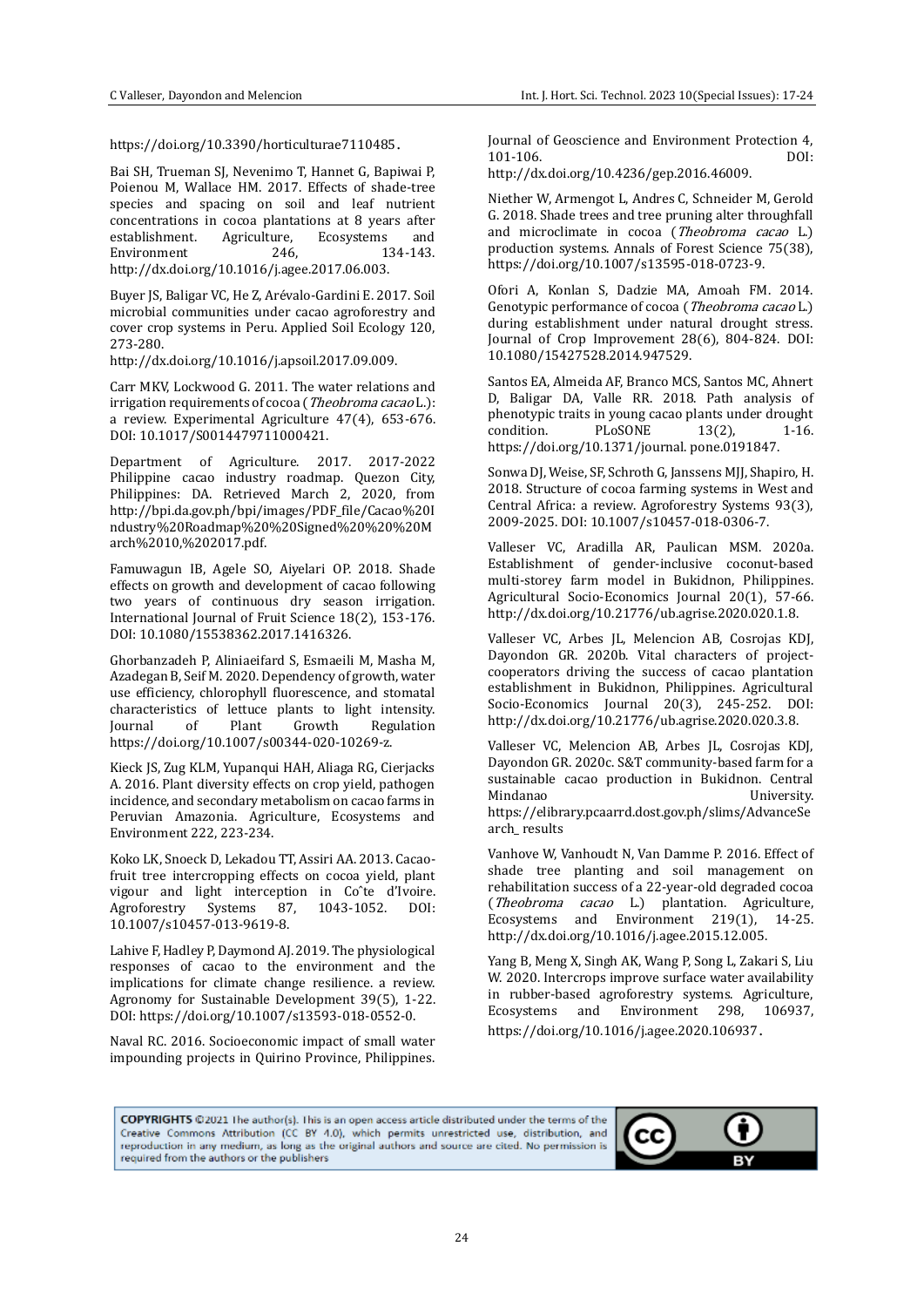https://doi.org/10.3390/horticulturae7110485.

Bai SH, Trueman SJ, Nevenimo T, Hannet G, Bapiwai P, Poienou M, Wallace HM. 2017. Effects of shade-tree species and spacing on soil and leaf nutrient concentrations in cocoa plantations at 8 years after establishment. Agriculture, Ecosystems and Environment 246, 134-143. http://dx.doi.org/10.1016/j.agee.2017.06.003.

Buyer JS, Baligar VC, He Z, Arévalo-Gardini E. 2017. Soil microbial communities under cacao agroforestry and cover crop systems in Peru. Applied Soil Ecology 120, 273-280. http://dx.doi.org/10.1016/j.apsoil.2017.09.009.

Carr MKV, Lockwood G. 2011. The water relations and irrigation requirements of cocoa (*Theobroma cacao* L.): a review. Experimental Agriculture 47(4), 653-676. DOI: 10.1017/S0014479711000421.

Department of Agriculture. 2017. 2017-2022 Philippine cacao industry roadmap. Quezon City, Philippines: DA. Retrieved March 2, 2020, from http://bpi.da.gov.ph/bpi/images/PDF_file/Cacao%20Industry%20Roadmap%20%20Signed%20%20%20March%2010,%202017.pdf.

Famuwagun IB, Agele SO, Aiyelari OP. 2018. Shade effects on growth and development of cacao following two years of continuous dry season irrigation. International Journal of Fruit Science 18(2), 153-176. DOI: 10.1080/15538362.2017.1416326.

Ghorbanzadeh P, Aliniaeifard S, Esmaeili M, Masha M, Azadegan B, Seif M. 2020. Dependency of growth, water use efficiency, chlorophyll fluorescence, and stomatal characteristics of lettuce plants to light intensity. Journal of Plant Growth Regulation https://doi.org/10.1007/s00344-020-10269-z.

Kieck JS, Zug KLM, Yupanqui HAH, Aliaga RG, Cierjacks A. 2016. Plant diversity effects on crop yield, pathogen incidence, and secondary metabolism on cacao farms in Peruvian Amazonia. Agriculture, Ecosystems and Environment 222, 223-234.

Koko LK, Snoeck D, Lekadou TT, Assiri AA. 2013. Cacao-fruit tree intercropping effects on cocoa yield, plant vigour and light interception in Coˆte d'Ivoire. Agroforestry Systems 87, 1043-1052. DOI: 10.1007/s10457-013-9619-8.

Lahive F, Hadley P, Daymond AJ. 2019. The physiological responses of cacao to the environment and the implications for climate change resilience. a review. Agronomy for Sustainable Development 39(5), 1-22. DOI: https://doi.org/10.1007/s13593-018-0552-0.

Naval RC. 2016. Socioeconomic impact of small water impounding projects in Quirino Province, Philippines. Journal of Geoscience and Environment Protection 4, 101-106. DOI: http://dx.doi.org/10.4236/gep.2016.46009.

Niether W, Armengot L, Andres C, Schneider M, Gerold G. 2018. Shade trees and tree pruning alter throughfall and microclimate in cocoa (*Theobroma cacao* L.) production systems. Annals of Forest Science 75(38), https://doi.org/10.1007/s13595-018-0723-9.

Ofori A, Konlan S, Dadzie MA, Amoah FM. 2014. Genotypic performance of cocoa (*Theobroma cacao* L.) during establishment under natural drought stress. Journal of Crop Improvement 28(6), 804-824. DOI: 10.1080/15427528.2014.947529.

Santos EA, Almeida AF, Branco MCS, Santos MC, Ahnert D, Baligar DA, Valle RR. 2018. Path analysis of phenotypic traits in young cacao plants under drought condition. PLoSONE 13(2), 1-16. https://doi.org/10.1371/journal. pone.0191847.

Sonwa DJ, Weise, SF, Schroth G, Janssens MJJ, Shapiro, H. 2018. Structure of cocoa farming systems in West and Central Africa: a review. Agroforestry Systems 93(3), 2009-2025. DOI: 10.1007/s10457-018-0306-7.

Valleser VC, Aradilla AR, Paulican MSM. 2020a. Establishment of gender-inclusive coconut-based multi-storey farm model in Bukidnon, Philippines. Agricultural Socio-Economics Journal 20(1), 57-66. http://dx.doi.org/10.21776/ub.agrise.2020.020.1.8.

Valleser VC, Arbes JL, Melencion AB, Cosrojas KDJ, Dayondon GR. 2020b. Vital characters of project-cooperators driving the success of cacao plantation establishment in Bukidnon, Philippines. Agricultural Socio-Economics Journal 20(3), 245-252. DOI: http://dx.doi.org/10.21776/ub.agrise.2020.020.3.8.

Valleser VC, Melencion AB, Arbes JL, Cosrojas KDJ, Dayondon GR. 2020c. S&T community-based farm for a sustainable cacao production in Bukidnon. Central Mindanao University. https://elibrary.pcaarrd.dost.gov.ph/slims/AdvanceSearch_ results

Vanhove W, Vanhoudt N, Van Damme P. 2016. Effect of shade tree planting and soil management on rehabilitation success of a 22-year-old degraded cocoa (*Theobroma cacao* L.) plantation. Agriculture, Ecosystems and Environment 219(1), 14-25. http://dx.doi.org/10.1016/j.agee.2015.12.005.

Yang B, Meng X, Singh AK, Wang P, Song L, Zakari S, Liu W. 2020. Intercrops improve surface water availability in rubber-based agroforestry systems. Agriculture, Ecosystems and Environment 298, 106937, https://doi.org/10.1016/j.agee.2020.106937.

**COPYRIGHTS** ©2021 The author(s). This is an open access article distributed under the terms of the Creative Commons Attribution (CC BY 4.0), which permits unrestricted use, distribution, and reproduction in any medium, as long as the original authors and source are cited. No permission is required from the authors or the publishers